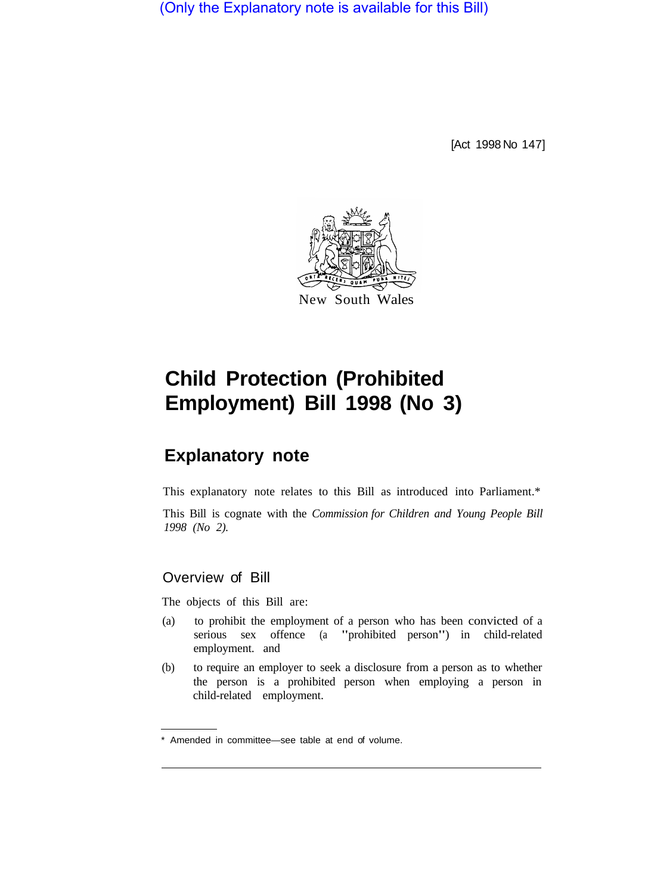(Only the Explanatory note is available for this Bill)

[Act 1998 No 147]

New South Wales

# Child Protection (Prohibited Employment) Bill 1998 (No 3)

## Explanatory note

This explanatory note relates to this Bill as introduced into Parliament.*

This Bill is cognate with the *Commission for Children and Young People Bill 1998 (No 2).*

### Overview of Bill

The objects of this Bill are:

(a) to prohibit the employment of a person who has been convicted of a serious sex offence (a "prohibited person") in child-related employment. and

(b) to require an employer to seek a disclosure from a person as to whether the person is a prohibited person when employing a person in child-related employment.

* Amended in committee—see table at end of volume.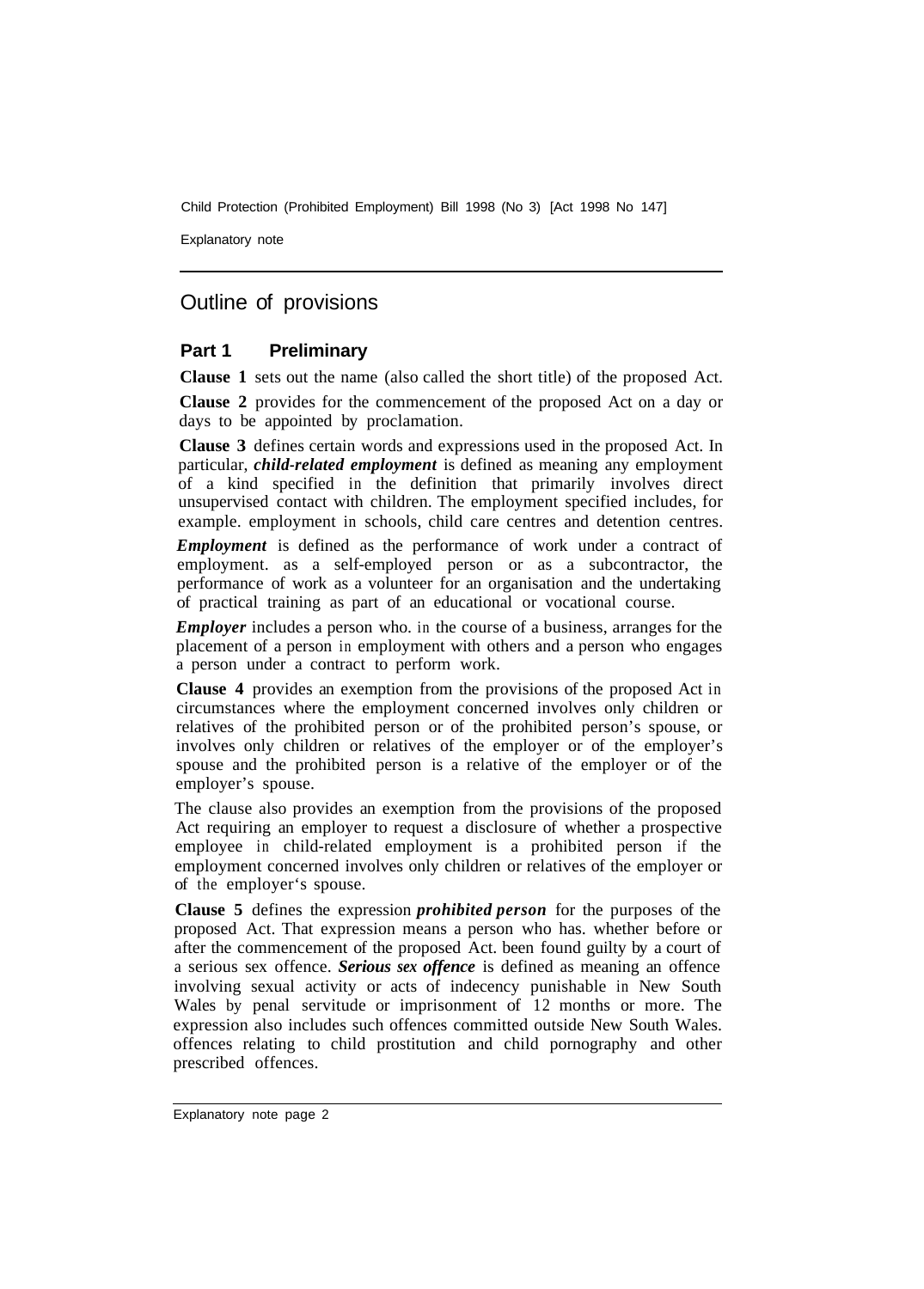## Outline of provisions

### Part 1 Preliminary

**Clause 1** sets out the name (also called the short title) of the proposed Act.

**Clause 2** provides for the commencement of the proposed Act on a day or days to be appointed by proclamation.

**Clause 3** defines certain words and expressions used in the proposed Act. In particular, ***child-related employment*** is defined as meaning any employment of a kind specified in the definition that primarily involves direct unsupervised contact with children. The employment specified includes, for example. employment in schools, child care centres and detention centres.

***Employment*** is defined as the performance of work under a contract of employment. as a self-employed person or as a subcontractor, the performance of work as a volunteer for an organisation and the undertaking of practical training as part of an educational or vocational course.

***Employer*** includes a person who. in the course of a business, arranges for the placement of a person in employment with others and a person who engages a person under a contract to perform work.

**Clause 4** provides an exemption from the provisions of the proposed Act in circumstances where the employment concerned involves only children or relatives of the prohibited person or of the prohibited person's spouse, or involves only children or relatives of the employer or of the employer's spouse and the prohibited person is a relative of the employer or of the employer's spouse.

The clause also provides an exemption from the provisions of the proposed Act requiring an employer to request a disclosure of whether a prospective employee in child-related employment is a prohibited person if the employment concerned involves only children or relatives of the employer or of the employer's spouse.

**Clause 5** defines the expression ***prohibited person*** for the purposes of the proposed Act. That expression means a person who has. whether before or after the commencement of the proposed Act. been found guilty by a court of a serious sex offence. ***Serious sex offence*** is defined as meaning an offence involving sexual activity or acts of indecency punishable in New South Wales by penal servitude or imprisonment of 12 months or more. The expression also includes such offences committed outside New South Wales. offences relating to child prostitution and child pornography and other prescribed offences.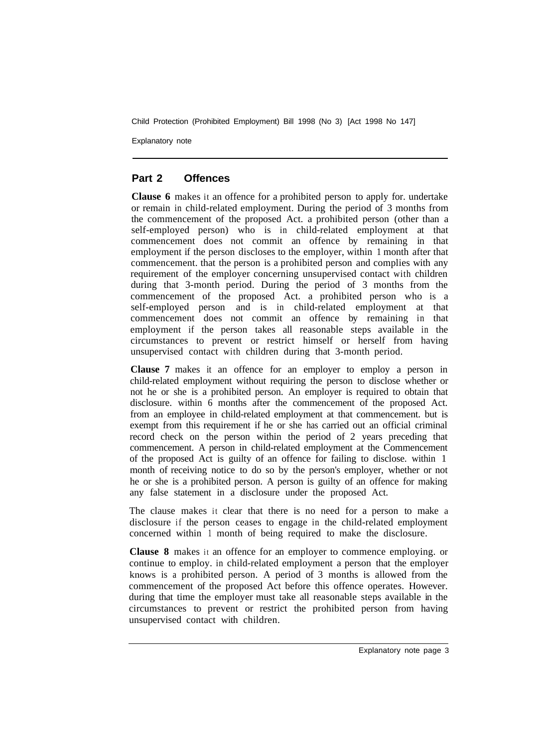## Part 2 Offences

**Clause 6** makes it an offence for a prohibited person to apply for. undertake or remain in child-related employment. During the period of 3 months from the commencement of the proposed Act. a prohibited person (other than a self-employed person) who is in child-related employment at that commencement does not commit an offence by remaining in that employment if the person discloses to the employer, within 1 month after that commencement. that the person is a prohibited person and complies with any requirement of the employer concerning unsupervised contact with children during that 3-month period. During the period of 3 months from the commencement of the proposed Act. a prohibited person who is a self-employed person and is in child-related employment at that commencement does not commit an offence by remaining in that employment if the person takes all reasonable steps available in the circumstances to prevent or restrict himself or herself from having unsupervised contact with children during that 3-month period.

**Clause 7** makes it an offence for an employer to employ a person in child-related employment without requiring the person to disclose whether or not he or she is a prohibited person. An employer is required to obtain that disclosure. within 6 months after the commencement of the proposed Act. from an employee in child-related employment at that commencement. but is exempt from this requirement if he or she has carried out an official criminal record check on the person within the period of 2 years preceding that commencement. A person in child-related employment at the Commencement of the proposed Act is guilty of an offence for failing to disclose. within 1 month of receiving notice to do so by the person's employer, whether or not he or she is a prohibited person. A person is guilty of an offence for making any false statement in a disclosure under the proposed Act.

The clause makes it clear that there is no need for a person to make a disclosure if the person ceases to engage in the child-related employment concerned within 1 month of being required to make the disclosure.

**Clause 8** makes it an offence for an employer to commence employing. or continue to employ. in child-related employment a person that the employer knows is a prohibited person. A period of 3 months is allowed from the commencement of the proposed Act before this offence operates. However. during that time the employer must take all reasonable steps available in the circumstances to prevent or restrict the prohibited person from having unsupervised contact with children.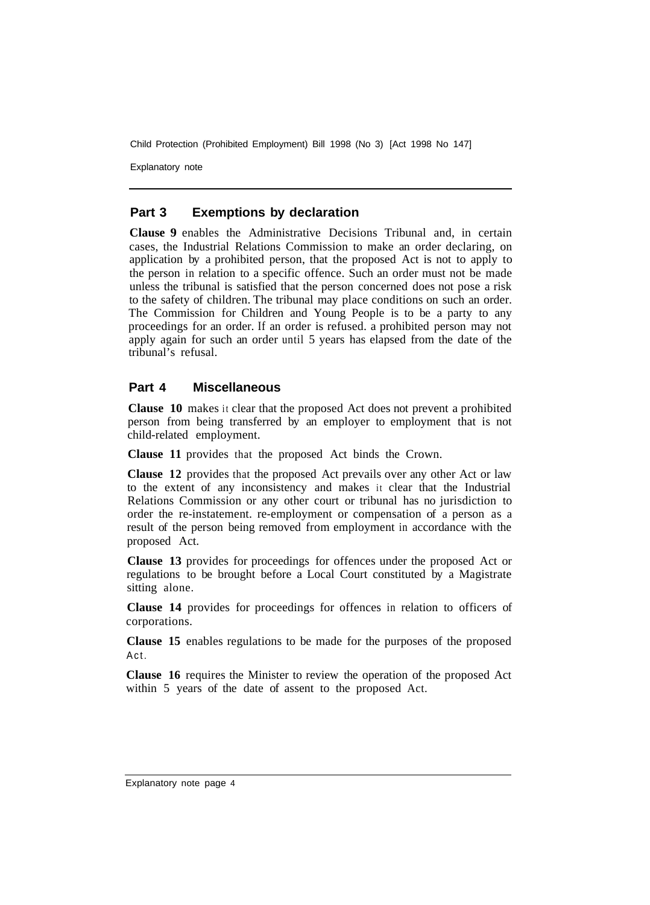## Part 3 Exemptions by declaration

**Clause 9** enables the Administrative Decisions Tribunal and, in certain cases, the Industrial Relations Commission to make an order declaring, on application by a prohibited person, that the proposed Act is not to apply to the person in relation to a specific offence. Such an order must not be made unless the tribunal is satisfied that the person concerned does not pose a risk to the safety of children. The tribunal may place conditions on such an order. The Commission for Children and Young People is to be a party to any proceedings for an order. If an order is refused. a prohibited person may not apply again for such an order until 5 years has elapsed from the date of the tribunal's refusal.

## Part 4 Miscellaneous

**Clause 10** makes it clear that the proposed Act does not prevent a prohibited person from being transferred by an employer to employment that is not child-related employment.

**Clause 11** provides that the proposed Act binds the Crown.

**Clause 12** provides that the proposed Act prevails over any other Act or law to the extent of any inconsistency and makes it clear that the Industrial Relations Commission or any other court or tribunal has no jurisdiction to order the re-instatement. re-employment or compensation of a person as a result of the person being removed from employment in accordance with the proposed Act.

**Clause 13** provides for proceedings for offences under the proposed Act or regulations to be brought before a Local Court constituted by a Magistrate sitting alone.

**Clause 14** provides for proceedings for offences in relation to officers of corporations.

**Clause 15** enables regulations to be made for the purposes of the proposed Act.

**Clause 16** requires the Minister to review the operation of the proposed Act within 5 years of the date of assent to the proposed Act.